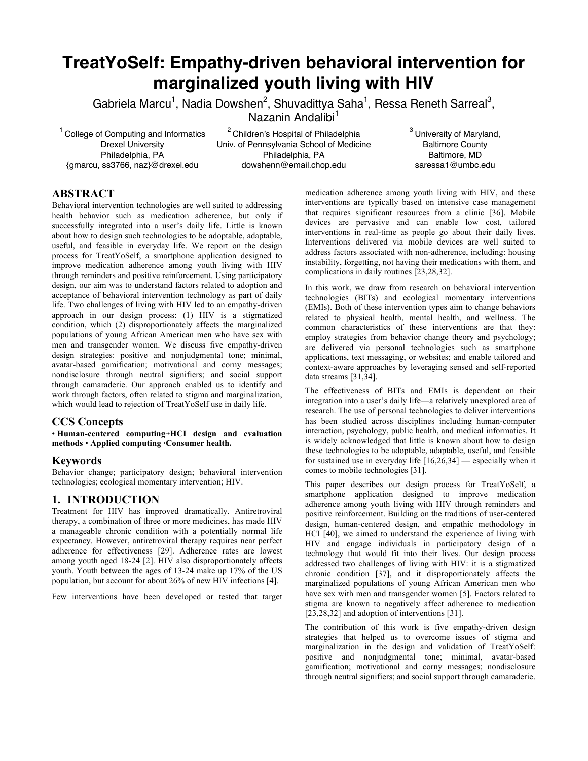# TreatYoSelf: Empathy-driven behavioral intervention for marginalized youth living with HIV

Gabriela Marcu[1], Nadia Dowshen[2], Shuvadittya Saha[1], Ressa Reneth Sarreal[3], Nazanin Andalibi[1]

[1] College of Computing and Informatics
Drexel University
Philadelphia, PA
{gmarcu, ss3766, naz}@drexel.edu

[2] Children's Hospital of Philadelphia
Univ. of Pennsylvania School of Medicine
Philadelphia, PA
dowshenn@email.chop.edu

[3] University of Maryland, Baltimore County
Baltimore, MD
saressa1@umbc.edu

## ABSTRACT

Behavioral intervention technologies are well suited to addressing health behavior such as medication adherence, but only if successfully integrated into a user's daily life. Little is known about how to design such technologies to be adoptable, adaptable, useful, and feasible in everyday life. We report on the design process for TreatYoSelf, a smartphone application designed to improve medication adherence among youth living with HIV through reminders and positive reinforcement. Using participatory design, our aim was to understand factors related to adoption and acceptance of behavioral intervention technology as part of daily life. Two challenges of living with HIV led to an empathy-driven approach in our design process: (1) HIV is a stigmatized condition, which (2) disproportionately affects the marginalized populations of young African American men who have sex with men and transgender women. We discuss five empathy-driven design strategies: positive and nonjudgmental tone; minimal, avatar-based gamification; motivational and corny messages; nondisclosure through neutral signifiers; and social support through camaraderie. Our approach enabled us to identify and work through factors, often related to stigma and marginalization, which would lead to rejection of TreatYoSelf use in daily life.

## CCS Concepts

• **Human-centered computing→HCI design and evaluation methods** • **Applied computing→Consumer health.**

## Keywords

Behavior change; participatory design; behavioral intervention technologies; ecological momentary intervention; HIV.

## 1. INTRODUCTION

Treatment for HIV has improved dramatically. Antiretroviral therapy, a combination of three or more medicines, has made HIV a manageable chronic condition with a potentially normal life expectancy. However, antiretroviral therapy requires near perfect adherence for effectiveness [29]. Adherence rates are lowest among youth aged 18-24 [2]. HIV also disproportionately affects youth. Youth between the ages of 13-24 make up 17% of the US population, but account for about 26% of new HIV infections [4].

Few interventions have been developed or tested that target medication adherence among youth living with HIV, and these interventions are typically based on intensive case management that requires significant resources from a clinic [36]. Mobile devices are pervasive and can enable low cost, tailored interventions in real-time as people go about their daily lives. Interventions delivered via mobile devices are well suited to address factors associated with non-adherence, including: housing instability, forgetting, not having their medications with them, and complications in daily routines [23,28,32].

In this work, we draw from research on behavioral intervention technologies (BITs) and ecological momentary interventions (EMIs). Both of these intervention types aim to change behaviors related to physical health, mental health, and wellness. The common characteristics of these interventions are that they: employ strategies from behavior change theory and psychology; are delivered via personal technologies such as smartphone applications, text messaging, or websites; and enable tailored and context-aware approaches by leveraging sensed and self-reported data streams [31,34].

The effectiveness of BITs and EMIs is dependent on their integration into a user's daily life—a relatively unexplored area of research. The use of personal technologies to deliver interventions has been studied across disciplines including human-computer interaction, psychology, public health, and medical informatics. It is widely acknowledged that little is known about how to design these technologies to be adoptable, adaptable, useful, and feasible for sustained use in everyday life [16,26,34] — especially when it comes to mobile technologies [31].

This paper describes our design process for TreatYoSelf, a smartphone application designed to improve medication adherence among youth living with HIV through reminders and positive reinforcement. Building on the traditions of user-centered design, human-centered design, and empathic methodology in HCI [40], we aimed to understand the experience of living with HIV and engage individuals in participatory design of a technology that would fit into their lives. Our design process addressed two challenges of living with HIV: it is a stigmatized chronic condition [37], and it disproportionately affects the marginalized populations of young African American men who have sex with men and transgender women [5]. Factors related to stigma are known to negatively affect adherence to medication [23,28,32] and adoption of interventions [31].

The contribution of this work is five empathy-driven design strategies that helped us to overcome issues of stigma and marginalization in the design and validation of TreatYoSelf: positive and nonjudgmental tone; minimal, avatar-based gamification; motivational and corny messages; nondisclosure through neutral signifiers; and social support through camaraderie.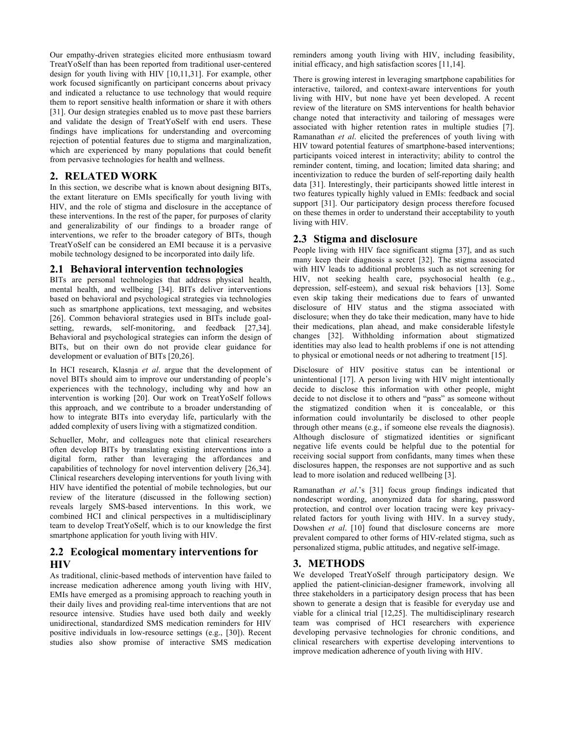Our empathy-driven strategies elicited more enthusiasm toward TreatYoSelf than has been reported from traditional user-centered design for youth living with HIV [10,11,31]. For example, other work focused significantly on participant concerns about privacy and indicated a reluctance to use technology that would require them to report sensitive health information or share it with others [31]. Our design strategies enabled us to move past these barriers and validate the design of TreatYoSelf with end users. These findings have implications for understanding and overcoming rejection of potential features due to stigma and marginalization, which are experienced by many populations that could benefit from pervasive technologies for health and wellness.

# 2. RELATED WORK

In this section, we describe what is known about designing BITs, the extant literature on EMIs specifically for youth living with HIV, and the role of stigma and disclosure in the acceptance of these interventions. In the rest of the paper, for purposes of clarity and generalizability of our findings to a broader range of interventions, we refer to the broader category of BITs, though TreatYoSelf can be considered an EMI because it is a pervasive mobile technology designed to be incorporated into daily life.

## 2.1 Behavioral intervention technologies

BITs are personal technologies that address physical health, mental health, and wellbeing [34]. BITs deliver interventions based on behavioral and psychological strategies via technologies such as smartphone applications, text messaging, and websites [26]. Common behavioral strategies used in BITs include goal-setting, rewards, self-monitoring, and feedback [27,34]. Behavioral and psychological strategies can inform the design of BITs, but on their own do not provide clear guidance for development or evaluation of BITs [20,26].

In HCI research, Klasnja *et al*. argue that the development of novel BITs should aim to improve our understanding of people's experiences with the technology, including why and how an intervention is working [20]. Our work on TreatYoSelf follows this approach, and we contribute to a broader understanding of how to integrate BITs into everyday life, particularly with the added complexity of users living with a stigmatized condition.

Schueller, Mohr, and colleagues note that clinical researchers often develop BITs by translating existing interventions into a digital form, rather than leveraging the affordances and capabilities of technology for novel intervention delivery [26,34]. Clinical researchers developing interventions for youth living with HIV have identified the potential of mobile technologies, but our review of the literature (discussed in the following section) reveals largely SMS-based interventions. In this work, we combined HCI and clinical perspectives in a multidisciplinary team to develop TreatYoSelf, which is to our knowledge the first smartphone application for youth living with HIV.

## 2.2 Ecological momentary interventions for HIV

As traditional, clinic-based methods of intervention have failed to increase medication adherence among youth living with HIV, EMIs have emerged as a promising approach to reaching youth in their daily lives and providing real-time interventions that are not resource intensive. Studies have used both daily and weekly unidirectional, standardized SMS medication reminders for HIV positive individuals in low-resource settings (e.g., [30]). Recent studies also show promise of interactive SMS medication reminders among youth living with HIV, including feasibility, initial efficacy, and high satisfaction scores [11,14].

There is growing interest in leveraging smartphone capabilities for interactive, tailored, and context-aware interventions for youth living with HIV, but none have yet been developed. A recent review of the literature on SMS interventions for health behavior change noted that interactivity and tailoring of messages were associated with higher retention rates in multiple studies [7]. Ramanathan *et al*. elicited the preferences of youth living with HIV toward potential features of smartphone-based interventions; participants voiced interest in interactivity; ability to control the reminder content, timing, and location; limited data sharing; and incentivization to reduce the burden of self-reporting daily health data [31]. Interestingly, their participants showed little interest in two features typically highly valued in EMIs: feedback and social support [31]. Our participatory design process therefore focused on these themes in order to understand their acceptability to youth living with HIV.

## 2.3 Stigma and disclosure

People living with HIV face significant stigma [37], and as such many keep their diagnosis a secret [32]. The stigma associated with HIV leads to additional problems such as not screening for HIV, not seeking health care, psychosocial health (e.g., depression, self-esteem), and sexual risk behaviors [13]. Some even skip taking their medications due to fears of unwanted disclosure of HIV status and the stigma associated with disclosure; when they do take their medication, many have to hide their medications, plan ahead, and make considerable lifestyle changes [32]. Withholding information about stigmatized identities may also lead to health problems if one is not attending to physical or emotional needs or not adhering to treatment [15].

Disclosure of HIV positive status can be intentional or unintentional [17]. A person living with HIV might intentionally decide to disclose this information with other people, might decide to not disclose it to others and "pass" as someone without the stigmatized condition when it is concealable, or this information could involuntarily be disclosed to other people through other means (e.g., if someone else reveals the diagnosis). Although disclosure of stigmatized identities or significant negative life events could be helpful due to the potential for receiving social support from confidants, many times when these disclosures happen, the responses are not supportive and as such lead to more isolation and reduced wellbeing [3].

Ramanathan *et al*.'s [31] focus group findings indicated that nondescript wording, anonymized data for sharing, password protection, and control over location tracing were key privacy-related factors for youth living with HIV. In a survey study, Dowshen *et al*. [10] found that disclosure concerns are more prevalent compared to other forms of HIV-related stigma, such as personalized stigma, public attitudes, and negative self-image.

# 3. METHODS

We developed TreatYoSelf through participatory design. We applied the patient-clinician-designer framework, involving all three stakeholders in a participatory design process that has been shown to generate a design that is feasible for everyday use and viable for a clinical trial [12,25]. The multidisciplinary research team was comprised of HCI researchers with experience developing pervasive technologies for chronic conditions, and clinical researchers with expertise developing interventions to improve medication adherence of youth living with HIV.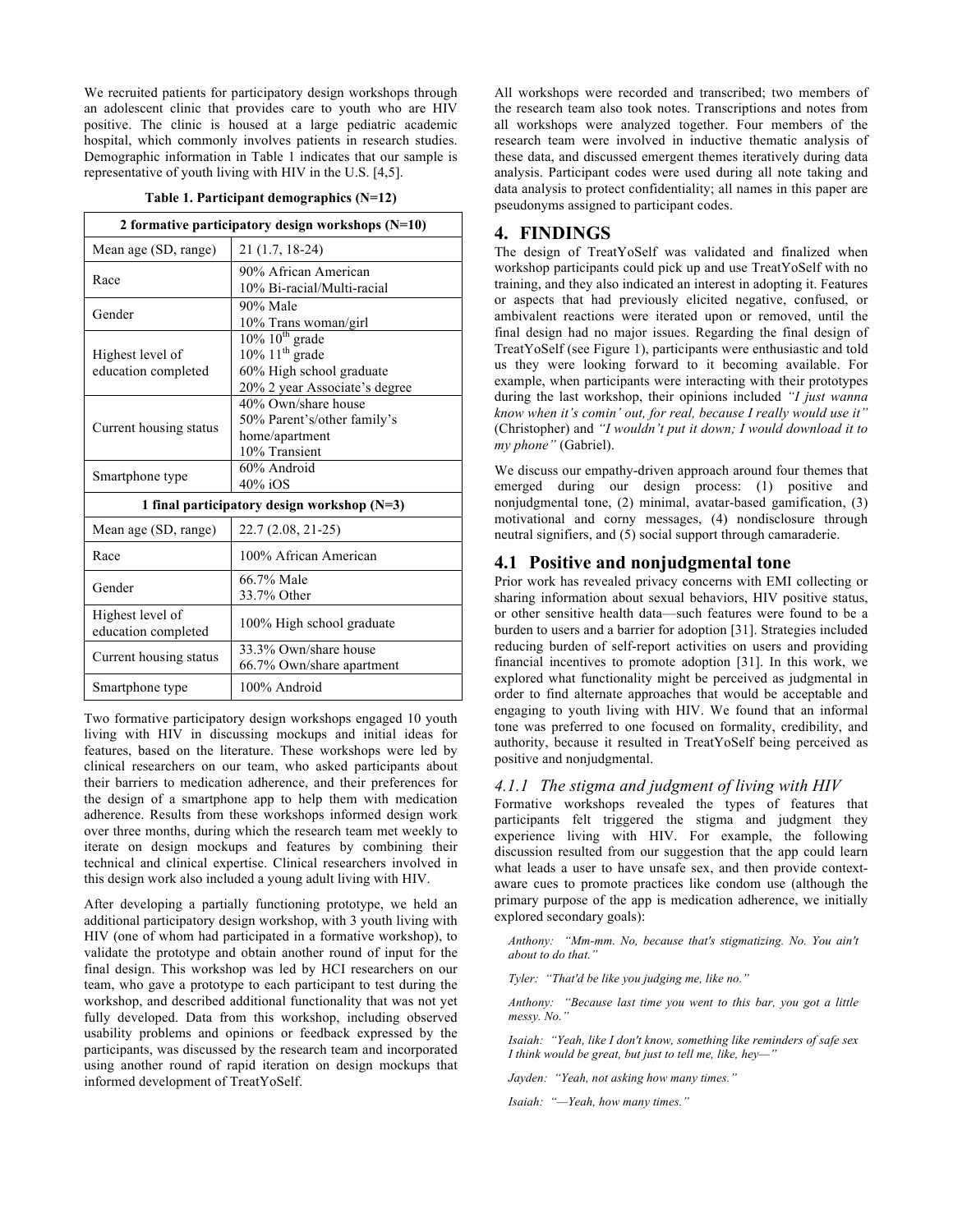We recruited patients for participatory design workshops through an adolescent clinic that provides care to youth who are HIV positive. The clinic is housed at a large pediatric academic hospital, which commonly involves patients in research studies. Demographic information in Table 1 indicates that our sample is representative of youth living with HIV in the U.S. [4,5].

**Table 1. Participant demographics (N=12)**

| **2 formative participatory design workshops (N=10)** | |
|---|---|
| Mean age (SD, range) | 21 (1.7, 18-24) |
| Race | 90% African American<br>10% Bi-racial/Multi-racial |
| Gender | 90% Male<br>10% Trans woman/girl |
| Highest level of education completed | 10% 10th grade<br>10% 11th grade<br>60% High school graduate<br>20% 2 year Associate's degree |
| Current housing status | 40% Own/share house<br>50% Parent's/other family's home/apartment<br>10% Transient |
| Smartphone type | 60% Android<br>40% iOS |
| **1 final participatory design workshop (N=3)** | |
| Mean age (SD, range) | 22.7 (2.08, 21-25) |
| Race | 100% African American |
| Gender | 66.7% Male<br>33.7% Other |
| Highest level of education completed | 100% High school graduate |
| Current housing status | 33.3% Own/share house<br>66.7% Own/share apartment |
| Smartphone type | 100% Android |

Two formative participatory design workshops engaged 10 youth living with HIV in discussing mockups and initial ideas for features, based on the literature. These workshops were led by clinical researchers on our team, who asked participants about their barriers to medication adherence, and their preferences for the design of a smartphone app to help them with medication adherence. Results from these workshops informed design work over three months, during which the research team met weekly to iterate on design mockups and features by combining their technical and clinical expertise. Clinical researchers involved in this design work also included a young adult living with HIV.

After developing a partially functioning prototype, we held an additional participatory design workshop, with 3 youth living with HIV (one of whom had participated in a formative workshop), to validate the prototype and obtain another round of input for the final design. This workshop was led by HCI researchers on our team, who gave a prototype to each participant to test during the workshop, and described additional functionality that was not yet fully developed. Data from this workshop, including observed usability problems and opinions or feedback expressed by the participants, was discussed by the research team and incorporated using another round of rapid iteration on design mockups that informed development of TreatYoSelf.

All workshops were recorded and transcribed; two members of the research team also took notes. Transcriptions and notes from all workshops were analyzed together. Four members of the research team were involved in inductive thematic analysis of these data, and discussed emergent themes iteratively during data analysis. Participant codes were used during all note taking and data analysis to protect confidentiality; all names in this paper are pseudonyms assigned to participant codes.

## 4. FINDINGS

The design of TreatYoSelf was validated and finalized when workshop participants could pick up and use TreatYoSelf with no training, and they also indicated an interest in adopting it. Features or aspects that had previously elicited negative, confused, or ambivalent reactions were iterated upon or removed, until the final design had no major issues. Regarding the final design of TreatYoSelf (see Figure 1), participants were enthusiastic and told us they were looking forward to it becoming available. For example, when participants were interacting with their prototypes during the last workshop, their opinions included *"I just wanna know when it's comin' out, for real, because I really would use it"* (Christopher) and *"I wouldn't put it down; I would download it to my phone"* (Gabriel).

We discuss our empathy-driven approach around four themes that emerged during our design process: (1) positive and nonjudgmental tone, (2) minimal, avatar-based gamification, (3) motivational and corny messages, (4) nondisclosure through neutral signifiers, and (5) social support through camaraderie.

### 4.1 Positive and nonjudgmental tone

Prior work has revealed privacy concerns with EMI collecting or sharing information about sexual behaviors, HIV positive status, or other sensitive health data—such features were found to be a burden to users and a barrier for adoption [31]. Strategies included reducing burden of self-report activities on users and providing financial incentives to promote adoption [31]. In this work, we explored what functionality might be perceived as judgmental in order to find alternate approaches that would be acceptable and engaging to youth living with HIV. We found that an informal tone was preferred to one focused on formality, credibility, and authority, because it resulted in TreatYoSelf being perceived as positive and nonjudgmental.

#### *4.1.1 The stigma and judgment of living with HIV*

Formative workshops revealed the types of features that participants felt triggered the stigma and judgment they experience living with HIV. For example, the following discussion resulted from our suggestion that the app could learn what leads a user to have unsafe sex, and then provide context-aware cues to promote practices like condom use (although the primary purpose of the app is medication adherence, we initially explored secondary goals):

> *Anthony: "Mm-mm. No, because that's stigmatizing. No. You ain't about to do that."*
>
> *Tyler: "That'd be like you judging me, like no."*
>
> *Anthony: "Because last time you went to this bar, you got a little messy. No."*
>
> *Isaiah: "Yeah, like I don't know, something like reminders of safe sex I think would be great, but just to tell me, like, hey—"*
>
> *Jayden: "Yeah, not asking how many times."*
>
> *Isaiah: "—Yeah, how many times."*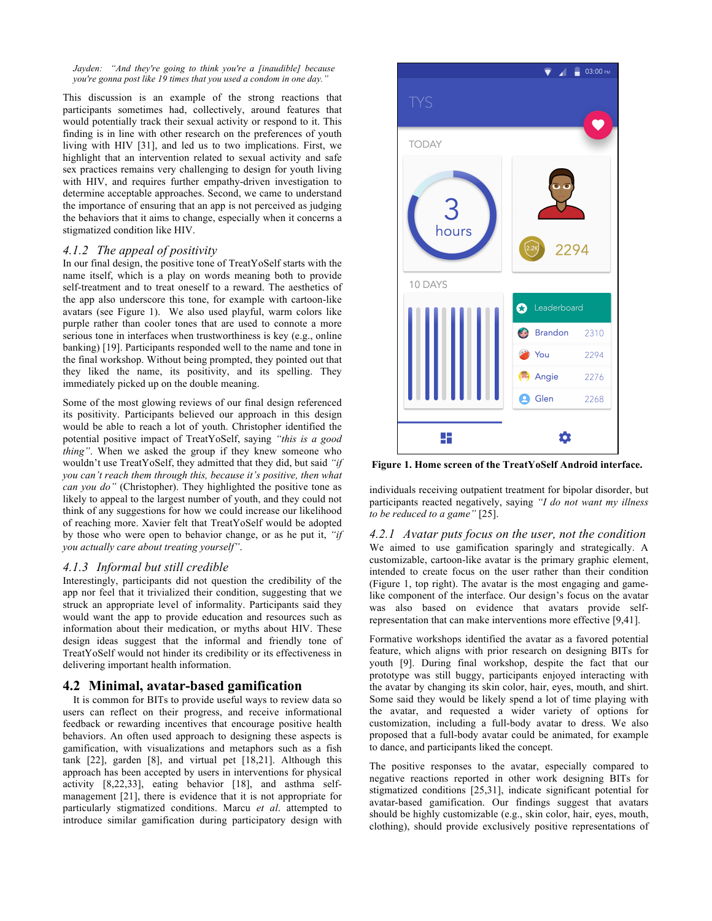*Jayden: "And they're going to think you're a [inaudible] because you're gonna post like 19 times that you used a condom in one day."*

This discussion is an example of the strong reactions that participants sometimes had, collectively, around features that would potentially track their sexual activity or respond to it. This finding is in line with other research on the preferences of youth living with HIV [31], and led us to two implications. First, we highlight that an intervention related to sexual activity and safe sex practices remains very challenging to design for youth living with HIV, and requires further empathy-driven investigation to determine acceptable approaches. Second, we came to understand the importance of ensuring that an app is not perceived as judging the behaviors that it aims to change, especially when it concerns a stigmatized condition like HIV.

### *4.1.2 The appeal of positivity*

In our final design, the positive tone of TreatYoSelf starts with the name itself, which is a play on words meaning both to provide self-treatment and to treat oneself to a reward. The aesthetics of the app also underscore this tone, for example with cartoon-like avatars (see Figure 1). We also used playful, warm colors like purple rather than cooler tones that are used to connote a more serious tone in interfaces when trustworthiness is key (e.g., online banking) [19]. Participants responded well to the name and tone in the final workshop. Without being prompted, they pointed out that they liked the name, its positivity, and its spelling. They immediately picked up on the double meaning.

Some of the most glowing reviews of our final design referenced its positivity. Participants believed our approach in this design would be able to reach a lot of youth. Christopher identified the potential positive impact of TreatYoSelf, saying *"this is a good thing"*. When we asked the group if they knew someone who wouldn't use TreatYoSelf, they admitted that they did, but said *"if you can't reach them through this, because it's positive, then what can you do"* (Christopher). They highlighted the positive tone as likely to appeal to the largest number of youth, and they could not think of any suggestions for how we could increase our likelihood of reaching more. Xavier felt that TreatYoSelf would be adopted by those who were open to behavior change, or as he put it, *"if you actually care about treating yourself"*.

### *4.1.3 Informal but still credible*

Interestingly, participants did not question the credibility of the app nor feel that it trivialized their condition, suggesting that we struck an appropriate level of informality. Participants said they would want the app to provide education and resources such as information about their medication, or myths about HIV. These design ideas suggest that the informal and friendly tone of TreatYoSelf would not hinder its credibility or its effectiveness in delivering important health information.

## 4.2 Minimal, avatar-based gamification

It is common for BITs to provide useful ways to review data so users can reflect on their progress, and receive informational feedback or rewarding incentives that encourage positive health behaviors. An often used approach to designing these aspects is gamification, with visualizations and metaphors such as a fish tank [22], garden [8], and virtual pet [18,21]. Although this approach has been accepted by users in interventions for physical activity [8,22,33], eating behavior [18], and asthma self-management [21], there is evidence that it is not appropriate for particularly stigmatized conditions. Marcu *et al.* attempted to introduce similar gamification during participatory design with individuals receiving outpatient treatment for bipolar disorder, but participants reacted negatively, saying *"I do not want my illness to be reduced to a game"* [25].

**Figure 1. Home screen of the TreatYoSelf Android interface.**

### *4.2.1 Avatar puts focus on the user, not the condition*

We aimed to use gamification sparingly and strategically. A customizable, cartoon-like avatar is the primary graphic element, intended to create focus on the user rather than their condition (Figure 1, top right). The avatar is the most engaging and game-like component of the interface. Our design's focus on the avatar was also based on evidence that avatars provide self-representation that can make interventions more effective [9,41].

Formative workshops identified the avatar as a favored potential feature, which aligns with prior research on designing BITs for youth [9]. During final workshop, despite the fact that our prototype was still buggy, participants enjoyed interacting with the avatar by changing its skin color, hair, eyes, mouth, and shirt. Some said they would be likely spend a lot of time playing with the avatar, and requested a wider variety of options for customization, including a full-body avatar to dress. We also proposed that a full-body avatar could be animated, for example to dance, and participants liked the concept.

The positive responses to the avatar, especially compared to negative reactions reported in other work designing BITs for stigmatized conditions [25,31], indicate significant potential for avatar-based gamification. Our findings suggest that avatars should be highly customizable (e.g., skin color, hair, eyes, mouth, clothing), should provide exclusively positive representations of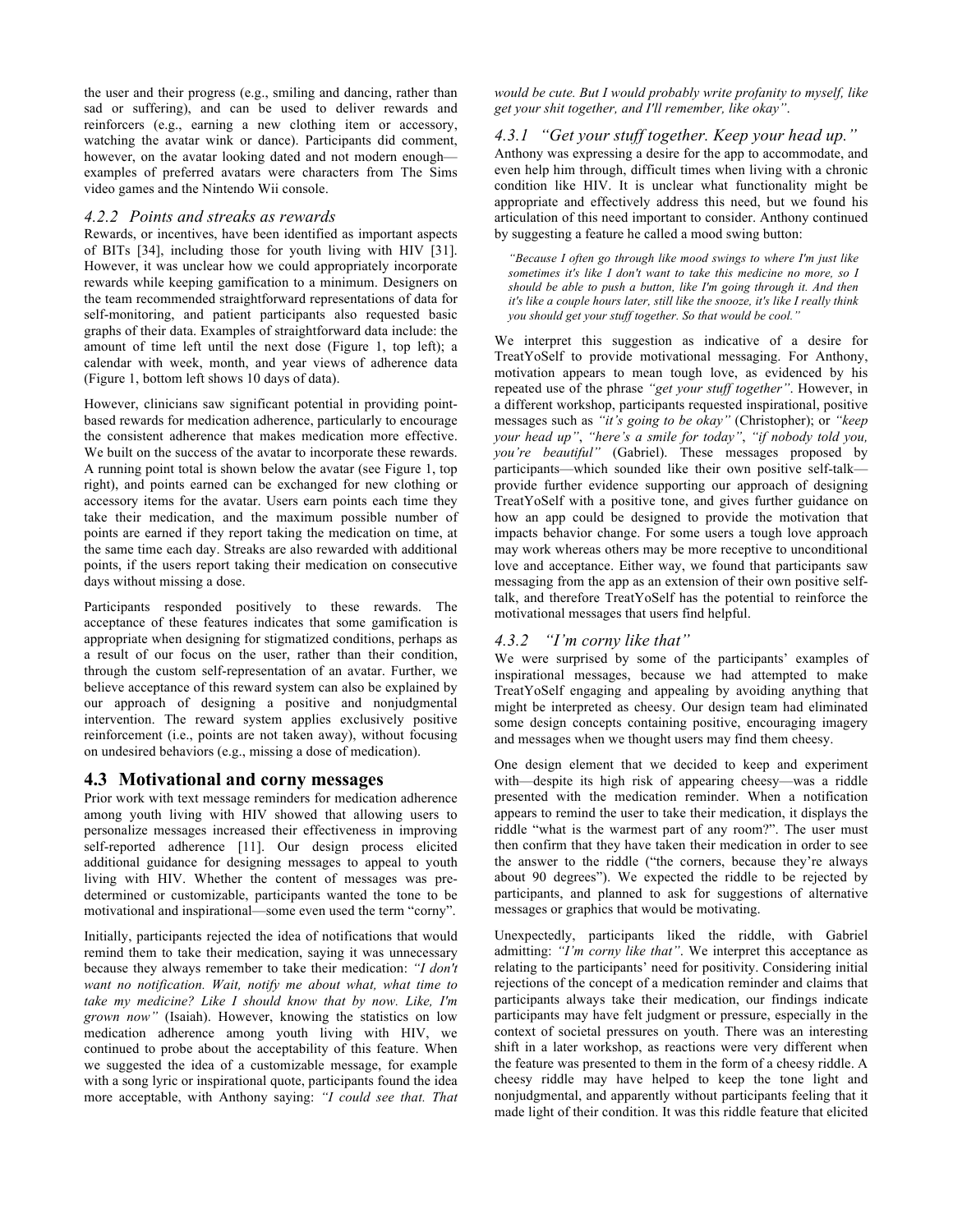the user and their progress (e.g., smiling and dancing, rather than sad or suffering), and can be used to deliver rewards and reinforcers (e.g., earning a new clothing item or accessory, watching the avatar wink or dance). Participants did comment, however, on the avatar looking dated and not modern enough—examples of preferred avatars were characters from The Sims video games and the Nintendo Wii console.

### *4.2.2 Points and streaks as rewards*

Rewards, or incentives, have been identified as important aspects of BITs [34], including those for youth living with HIV [31]. However, it was unclear how we could appropriately incorporate rewards while keeping gamification to a minimum. Designers on the team recommended straightforward representations of data for self-monitoring, and patient participants also requested basic graphs of their data. Examples of straightforward data include: the amount of time left until the next dose (Figure 1, top left); a calendar with week, month, and year views of adherence data (Figure 1, bottom left shows 10 days of data).

However, clinicians saw significant potential in providing point-based rewards for medication adherence, particularly to encourage the consistent adherence that makes medication more effective. We built on the success of the avatar to incorporate these rewards. A running point total is shown below the avatar (see Figure 1, top right), and points earned can be exchanged for new clothing or accessory items for the avatar. Users earn points each time they take their medication, and the maximum possible number of points are earned if they report taking the medication on time, at the same time each day. Streaks are also rewarded with additional points, if the users report taking their medication on consecutive days without missing a dose.

Participants responded positively to these rewards. The acceptance of these features indicates that some gamification is appropriate when designing for stigmatized conditions, perhaps as a result of our focus on the user, rather than their condition, through the custom self-representation of an avatar. Further, we believe acceptance of this reward system can also be explained by our approach of designing a positive and nonjudgmental intervention. The reward system applies exclusively positive reinforcement (i.e., points are not taken away), without focusing on undesired behaviors (e.g., missing a dose of medication).

## 4.3 Motivational and corny messages

Prior work with text message reminders for medication adherence among youth living with HIV showed that allowing users to personalize messages increased their effectiveness in improving self-reported adherence [11]. Our design process elicited additional guidance for designing messages to appeal to youth living with HIV. Whether the content of messages was pre-determined or customizable, participants wanted the tone to be motivational and inspirational—some even used the term "corny".

Initially, participants rejected the idea of notifications that would remind them to take their medication, saying it was unnecessary because they always remember to take their medication: *"I don't want no notification. Wait, notify me about what, what time to take my medicine? Like I should know that by now. Like, I'm grown now"* (Isaiah). However, knowing the statistics on low medication adherence among youth living with HIV, we continued to probe about the acceptability of this feature. When we suggested the idea of a customizable message, for example with a song lyric or inspirational quote, participants found the idea more acceptable, with Anthony saying: *"I could see that. That would be cute. But I would probably write profanity to myself, like get your shit together, and I'll remember, like okay"*.

### *4.3.1 "Get your stuff together. Keep your head up."*

Anthony was expressing a desire for the app to accommodate, and even help him through, difficult times when living with a chronic condition like HIV. It is unclear what functionality might be appropriate and effectively address this need, but we found his articulation of this need important to consider. Anthony continued by suggesting a feature he called a mood swing button:

> *"Because I often go through like mood swings to where I'm just like sometimes it's like I don't want to take this medicine no more, so I should be able to push a button, like I'm going through it. And then it's like a couple hours later, still like the snooze, it's like I really think you should get your stuff together. So that would be cool."*

We interpret this suggestion as indicative of a desire for TreatYoSelf to provide motivational messaging. For Anthony, motivation appears to mean tough love, as evidenced by his repeated use of the phrase *"get your stuff together"*. However, in a different workshop, participants requested inspirational, positive messages such as *"it's going to be okay"* (Christopher); or *"keep your head up"*, *"here's a smile for today"*, *"if nobody told you, you're beautiful"* (Gabriel). These messages proposed by participants—which sounded like their own positive self-talk—provide further evidence supporting our approach of designing TreatYoSelf with a positive tone, and gives further guidance on how an app could be designed to provide the motivation that impacts behavior change. For some users a tough love approach may work whereas others may be more receptive to unconditional love and acceptance. Either way, we found that participants saw messaging from the app as an extension of their own positive self-talk, and therefore TreatYoSelf has the potential to reinforce the motivational messages that users find helpful.

### *4.3.2 "I'm corny like that"*

We were surprised by some of the participants' examples of inspirational messages, because we had attempted to make TreatYoSelf engaging and appealing by avoiding anything that might be interpreted as cheesy. Our design team had eliminated some design concepts containing positive, encouraging imagery and messages when we thought users may find them cheesy.

One design element that we decided to keep and experiment with—despite its high risk of appearing cheesy—was a riddle presented with the medication reminder. When a notification appears to remind the user to take their medication, it displays the riddle "what is the warmest part of any room?". The user must then confirm that they have taken their medication in order to see the answer to the riddle ("the corners, because they're always about 90 degrees"). We expected the riddle to be rejected by participants, and planned to ask for suggestions of alternative messages or graphics that would be motivating.

Unexpectedly, participants liked the riddle, with Gabriel admitting: *"I'm corny like that"*. We interpret this acceptance as relating to the participants' need for positivity. Considering initial rejections of the concept of a medication reminder and claims that participants always take their medication, our findings indicate participants may have felt judgment or pressure, especially in the context of societal pressures on youth. There was an interesting shift in a later workshop, as reactions were very different when the feature was presented to them in the form of a cheesy riddle. A cheesy riddle may have helped to keep the tone light and nonjudgmental, and apparently without participants feeling that it made light of their condition. It was this riddle feature that elicited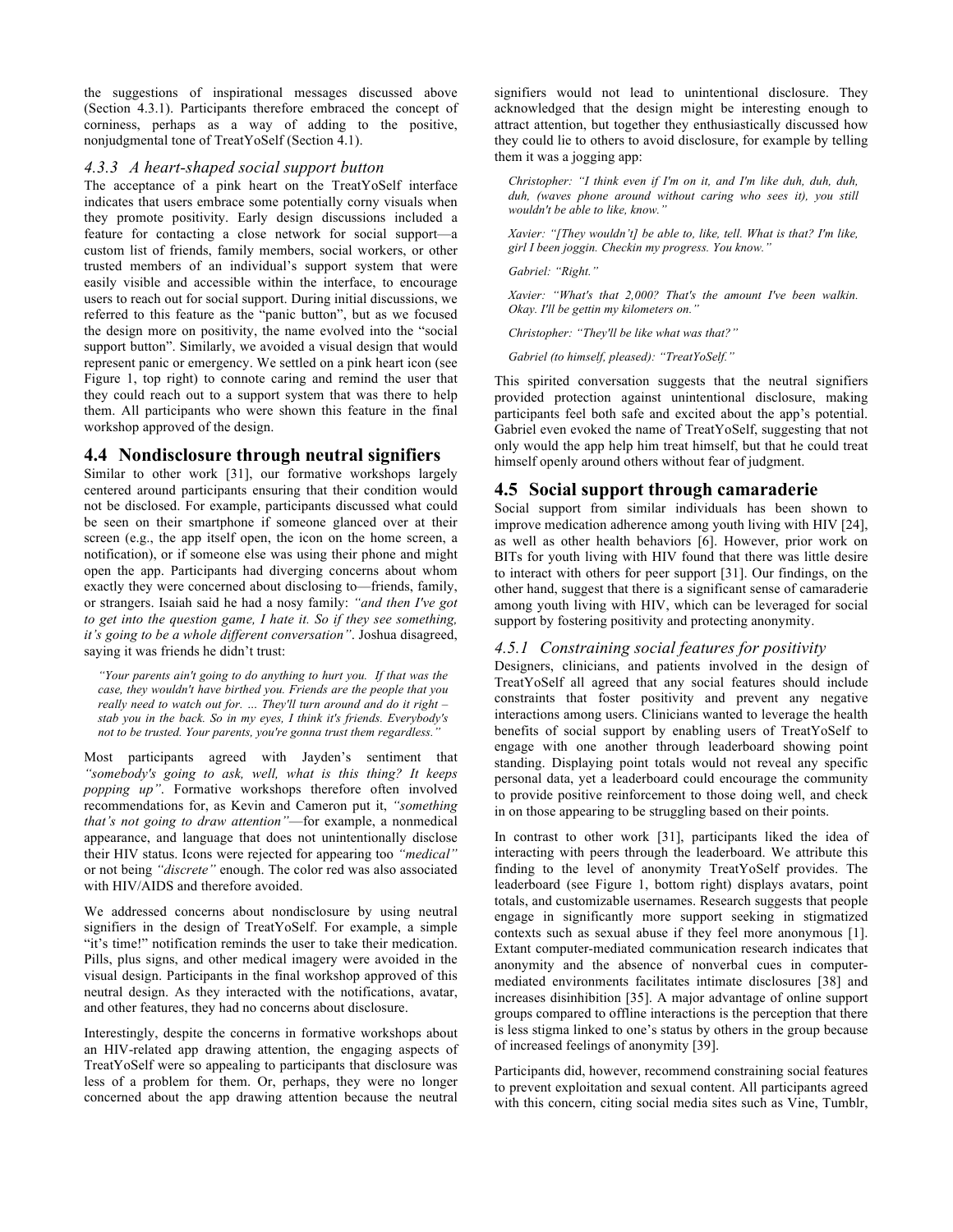the suggestions of inspirational messages discussed above (Section 4.3.1). Participants therefore embraced the concept of corniness, perhaps as a way of adding to the positive, nonjudgmental tone of TreatYoSelf (Section 4.1).

### 4.3.3 A heart-shaped social support button

The acceptance of a pink heart on the TreatYoSelf interface indicates that users embrace some potentially corny visuals when they promote positivity. Early design discussions included a feature for contacting a close network for social support—a custom list of friends, family members, social workers, or other trusted members of an individual's support system that were easily visible and accessible within the interface, to encourage users to reach out for social support. During initial discussions, we referred to this feature as the "panic button", but as we focused the design more on positivity, the name evolved into the "social support button". Similarly, we avoided a visual design that would represent panic or emergency. We settled on a pink heart icon (see Figure 1, top right) to connote caring and remind the user that they could reach out to a support system that was there to help them. All participants who were shown this feature in the final workshop approved of the design.

## 4.4 Nondisclosure through neutral signifiers

Similar to other work [31], our formative workshops largely centered around participants ensuring that their condition would not be disclosed. For example, participants discussed what could be seen on their smartphone if someone glanced over at their screen (e.g., the app itself open, the icon on the home screen, a notification), or if someone else was using their phone and might open the app. Participants had diverging concerns about whom exactly they were concerned about disclosing to—friends, family, or strangers. Isaiah said he had a nosy family: *"and then I've got to get into the question game, I hate it. So if they see something, it's going to be a whole different conversation"*. Joshua disagreed, saying it was friends he didn't trust:

> *"Your parents ain't going to do anything to hurt you. If that was the case, they wouldn't have birthed you. Friends are the people that you really need to watch out for. … They'll turn around and do it right – stab you in the back. So in my eyes, I think it's friends. Everybody's not to be trusted. Your parents, you're gonna trust them regardless."*

Most participants agreed with Jayden's sentiment that *"somebody's going to ask, well, what is this thing? It keeps popping up"*. Formative workshops therefore often involved recommendations for, as Kevin and Cameron put it, *"something that's not going to draw attention"*—for example, a nonmedical appearance, and language that does not unintentionally disclose their HIV status. Icons were rejected for appearing too *"medical"* or not being *"discrete"* enough. The color red was also associated with HIV/AIDS and therefore avoided.

We addressed concerns about nondisclosure by using neutral signifiers in the design of TreatYoSelf. For example, a simple "it's time!" notification reminds the user to take their medication. Pills, plus signs, and other medical imagery were avoided in the visual design. Participants in the final workshop approved of this neutral design. As they interacted with the notifications, avatar, and other features, they had no concerns about disclosure.

Interestingly, despite the concerns in formative workshops about an HIV-related app drawing attention, the engaging aspects of TreatYoSelf were so appealing to participants that disclosure was less of a problem for them. Or, perhaps, they were no longer concerned about the app drawing attention because the neutral signifiers would not lead to unintentional disclosure. They acknowledged that the design might be interesting enough to attract attention, but together they enthusiastically discussed how they could lie to others to avoid disclosure, for example by telling them it was a jogging app:

> *Christopher: "I think even if I'm on it, and I'm like duh, duh, duh, duh, (waves phone around without caring who sees it), you still wouldn't be able to like, know."*
>
> *Xavier: "[They wouldn't] be able to, like, tell. What is that? I'm like, girl I been joggin. Checkin my progress. You know."*
>
> *Gabriel: "Right."*
>
> *Xavier: "What's that 2,000? That's the amount I've been walkin. Okay. I'll be gettin my kilometers on."*
>
> *Christopher: "They'll be like what was that?"*
>
> *Gabriel (to himself, pleased): "TreatYoSelf."*

This spirited conversation suggests that the neutral signifiers provided protection against unintentional disclosure, making participants feel both safe and excited about the app's potential. Gabriel even evoked the name of TreatYoSelf, suggesting that not only would the app help him treat himself, but that he could treat himself openly around others without fear of judgment.

## 4.5 Social support through camaraderie

Social support from similar individuals has been shown to improve medication adherence among youth living with HIV [24], as well as other health behaviors [6]. However, prior work on BITs for youth living with HIV found that there was little desire to interact with others for peer support [31]. Our findings, on the other hand, suggest that there is a significant sense of camaraderie among youth living with HIV, which can be leveraged for social support by fostering positivity and protecting anonymity.

### 4.5.1 Constraining social features for positivity

Designers, clinicians, and patients involved in the design of TreatYoSelf all agreed that any social features should include constraints that foster positivity and prevent any negative interactions among users. Clinicians wanted to leverage the health benefits of social support by enabling users of TreatYoSelf to engage with one another through leaderboard showing point standing. Displaying point totals would not reveal any specific personal data, yet a leaderboard could encourage the community to provide positive reinforcement to those doing well, and check in on those appearing to be struggling based on their points.

In contrast to other work [31], participants liked the idea of interacting with peers through the leaderboard. We attribute this finding to the level of anonymity TreatYoSelf provides. The leaderboard (see Figure 1, bottom right) displays avatars, point totals, and customizable usernames. Research suggests that people engage in significantly more support seeking in stigmatized contexts such as sexual abuse if they feel more anonymous [1]. Extant computer-mediated communication research indicates that anonymity and the absence of nonverbal cues in computer-mediated environments facilitates intimate disclosures [38] and increases disinhibition [35]. A major advantage of online support groups compared to offline interactions is the perception that there is less stigma linked to one's status by others in the group because of increased feelings of anonymity [39].

Participants did, however, recommend constraining social features to prevent exploitation and sexual content. All participants agreed with this concern, citing social media sites such as Vine, Tumblr,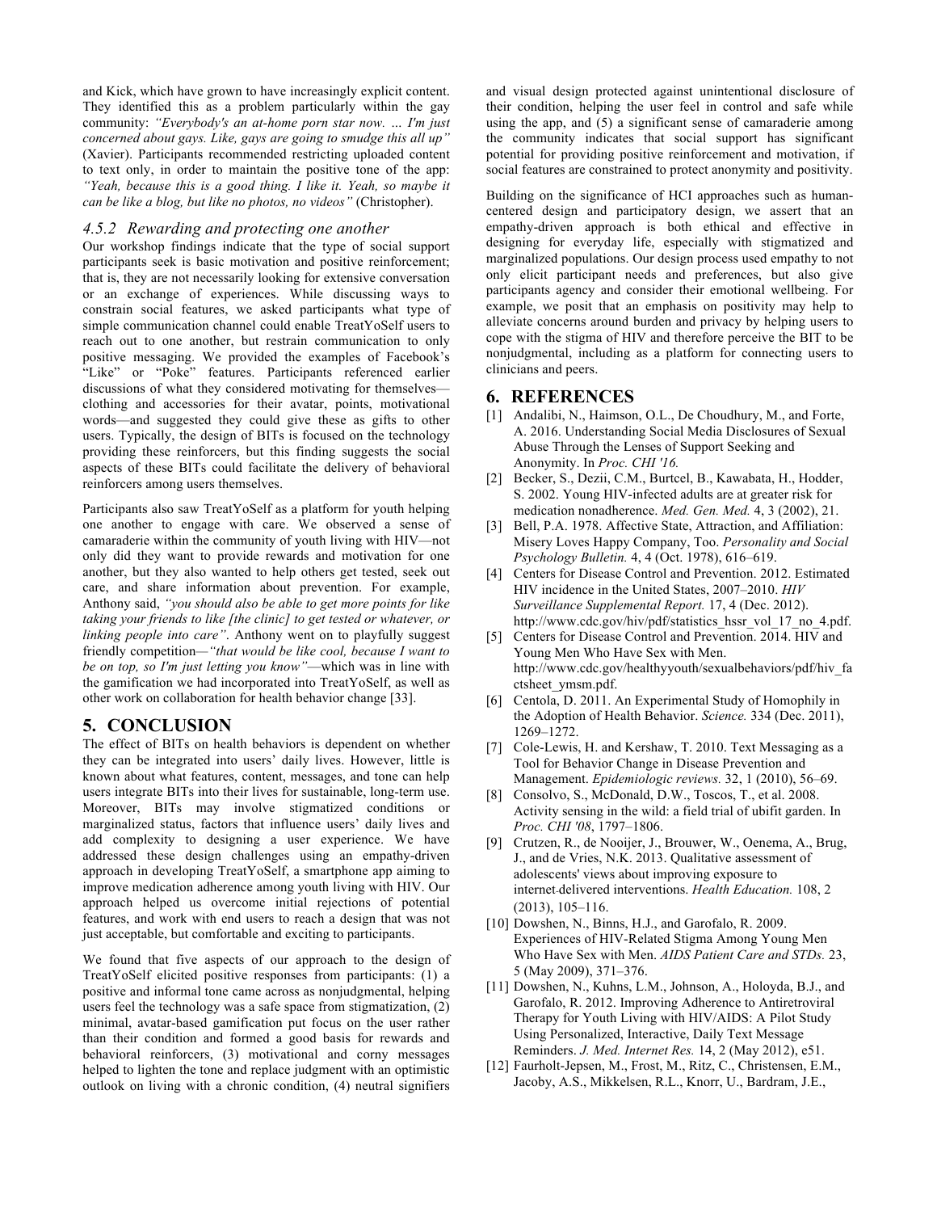and Kick, which have grown to have increasingly explicit content. They identified this as a problem particularly within the gay community: *"Everybody's an at-home porn star now. … I'm just concerned about gays. Like, gays are going to smudge this all up"* (Xavier). Participants recommended restricting uploaded content to text only, in order to maintain the positive tone of the app: *"Yeah, because this is a good thing. I like it. Yeah, so maybe it can be like a blog, but like no photos, no videos"* (Christopher).

### *4.5.2 Rewarding and protecting one another*

Our workshop findings indicate that the type of social support participants seek is basic motivation and positive reinforcement; that is, they are not necessarily looking for extensive conversation or an exchange of experiences. While discussing ways to constrain social features, we asked participants what type of simple communication channel could enable TreatYoSelf users to reach out to one another, but restrain communication to only positive messaging. We provided the examples of Facebook's "Like" or "Poke" features. Participants referenced earlier discussions of what they considered motivating for themselves—clothing and accessories for their avatar, points, motivational words—and suggested they could give these as gifts to other users. Typically, the design of BITs is focused on the technology providing these reinforcers, but this finding suggests the social aspects of these BITs could facilitate the delivery of behavioral reinforcers among users themselves.

Participants also saw TreatYoSelf as a platform for youth helping one another to engage with care. We observed a sense of camaraderie within the community of youth living with HIV—not only did they want to provide rewards and motivation for one another, but they also wanted to help others get tested, seek out care, and share information about prevention. For example, Anthony said, *"you should also be able to get more points for like taking your friends to like [the clinic] to get tested or whatever, or linking people into care"*. Anthony went on to playfully suggest friendly competition—*"that would be like cool, because I want to be on top, so I'm just letting you know"*—which was in line with the gamification we had incorporated into TreatYoSelf, as well as other work on collaboration for health behavior change [33].

## 5. CONCLUSION

The effect of BITs on health behaviors is dependent on whether they can be integrated into users' daily lives. However, little is known about what features, content, messages, and tone can help users integrate BITs into their lives for sustainable, long-term use. Moreover, BITs may involve stigmatized conditions or marginalized status, factors that influence users' daily lives and add complexity to designing a user experience. We have addressed these design challenges using an empathy-driven approach in developing TreatYoSelf, a smartphone app aiming to improve medication adherence among youth living with HIV. Our approach helped us overcome initial rejections of potential features, and work with end users to reach a design that was not just acceptable, but comfortable and exciting to participants.

We found that five aspects of our approach to the design of TreatYoSelf elicited positive responses from participants: (1) a positive and informal tone came across as nonjudgmental, helping users feel the technology was a safe space from stigmatization, (2) minimal, avatar-based gamification put focus on the user rather than their condition and formed a good basis for rewards and behavioral reinforcers, (3) motivational and corny messages helped to lighten the tone and replace judgment with an optimistic outlook on living with a chronic condition, (4) neutral signifiers and visual design protected against unintentional disclosure of their condition, helping the user feel in control and safe while using the app, and (5) a significant sense of camaraderie among the community indicates that social support has significant potential for providing positive reinforcement and motivation, if social features are constrained to protect anonymity and positivity.

Building on the significance of HCI approaches such as human-centered design and participatory design, we assert that an empathy-driven approach is both ethical and effective in designing for everyday life, especially with stigmatized and marginalized populations. Our design process used empathy to not only elicit participant needs and preferences, but also give participants agency and consider their emotional wellbeing. For example, we posit that an emphasis on positivity may help to alleviate concerns around burden and privacy by helping users to cope with the stigma of HIV and therefore perceive the BIT to be nonjudgmental, including as a platform for connecting users to clinicians and peers.

## 6. REFERENCES

[1] Andalibi, N., Haimson, O.L., De Choudhury, M., and Forte, A. 2016. Understanding Social Media Disclosures of Sexual Abuse Through the Lenses of Support Seeking and Anonymity. In *Proc. CHI '16.*

[2] Becker, S., Dezii, C.M., Burtcel, B., Kawabata, H., Hodder, S. 2002. Young HIV-infected adults are at greater risk for medication nonadherence. *Med. Gen. Med.* 4, 3 (2002), 21.

[3] Bell, P.A. 1978. Affective State, Attraction, and Affiliation: Misery Loves Happy Company, Too. *Personality and Social Psychology Bulletin.* 4, 4 (Oct. 1978), 616–619.

[4] Centers for Disease Control and Prevention. 2012. Estimated HIV incidence in the United States, 2007–2010. *HIV Surveillance Supplemental Report.* 17, 4 (Dec. 2012). http://www.cdc.gov/hiv/pdf/statistics_hssr_vol_17_no_4.pdf.

[5] Centers for Disease Control and Prevention. 2014. HIV and Young Men Who Have Sex with Men. http://www.cdc.gov/healthyyouth/sexualbehaviors/pdf/hiv_factsheet_ymsm.pdf.

[6] Centola, D. 2011. An Experimental Study of Homophily in the Adoption of Health Behavior. *Science.* 334 (Dec. 2011), 1269–1272.

[7] Cole-Lewis, H. and Kershaw, T. 2010. Text Messaging as a Tool for Behavior Change in Disease Prevention and Management. *Epidemiologic reviews.* 32, 1 (2010), 56–69.

[8] Consolvo, S., McDonald, D.W., Toscos, T., et al. 2008. Activity sensing in the wild: a field trial of ubifit garden. In *Proc. CHI '08*, 1797–1806.

[9] Crutzen, R., de Nooijer, J., Brouwer, W., Oenema, A., Brug, J., and de Vries, N.K. 2013. Qualitative assessment of adolescents' views about improving exposure to internet-delivered interventions. *Health Education.* 108, 2 (2013), 105–116.

[10] Dowshen, N., Binns, H.J., and Garofalo, R. 2009. Experiences of HIV-Related Stigma Among Young Men Who Have Sex with Men. *AIDS Patient Care and STDs.* 23, 5 (May 2009), 371–376.

[11] Dowshen, N., Kuhns, L.M., Johnson, A., Holoyda, B.J., and Garofalo, R. 2012. Improving Adherence to Antiretroviral Therapy for Youth Living with HIV/AIDS: A Pilot Study Using Personalized, Interactive, Daily Text Message Reminders. *J. Med. Internet Res.* 14, 2 (May 2012), e51.

[12] Faurholt-Jepsen, M., Frost, M., Ritz, C., Christensen, E.M., Jacoby, A.S., Mikkelsen, R.L., Knorr, U., Bardram, J.E.,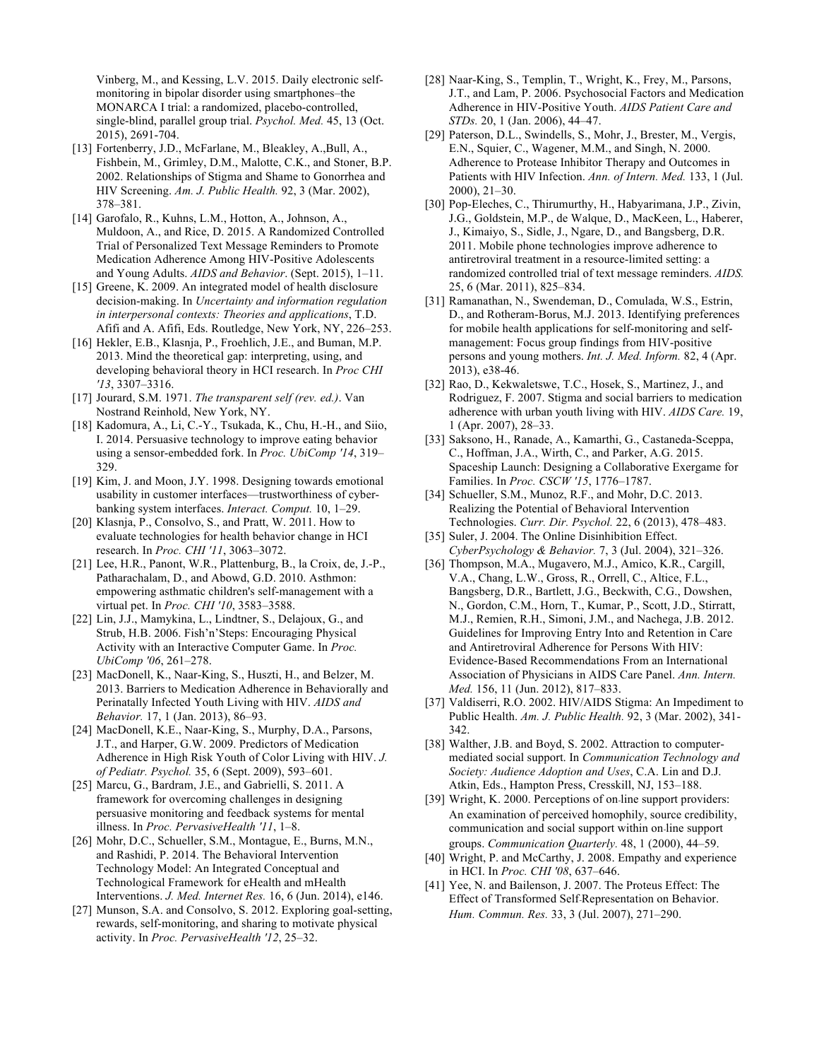Vinberg, M., and Kessing, L.V. 2015. Daily electronic self-monitoring in bipolar disorder using smartphones–the MONARCA I trial: a randomized, placebo-controlled, single-blind, parallel group trial. *Psychol. Med.* 45, 13 (Oct. 2015), 2691-704.

[13] Fortenberry, J.D., McFarlane, M., Bleakley, A.,Bull, A., Fishbein, M., Grimley, D.M., Malotte, C.K., and Stoner, B.P. 2002. Relationships of Stigma and Shame to Gonorrhea and HIV Screening. *Am. J. Public Health.* 92, 3 (Mar. 2002), 378–381.

[14] Garofalo, R., Kuhns, L.M., Hotton, A., Johnson, A., Muldoon, A., and Rice, D. 2015. A Randomized Controlled Trial of Personalized Text Message Reminders to Promote Medication Adherence Among HIV-Positive Adolescents and Young Adults. *AIDS and Behavior*. (Sept. 2015), 1–11.

[15] Greene, K. 2009. An integrated model of health disclosure decision-making. In *Uncertainty and information regulation in interpersonal contexts: Theories and applications*, T.D. Afifi and A. Afifi, Eds. Routledge, New York, NY, 226–253.

[16] Hekler, E.B., Klasnja, P., Froehlich, J.E., and Buman, M.P. 2013. Mind the theoretical gap: interpreting, using, and developing behavioral theory in HCI research. In *Proc CHI '13*, 3307–3316.

[17] Jourard, S.M. 1971. *The transparent self (rev. ed.)*. Van Nostrand Reinhold, New York, NY.

[18] Kadomura, A., Li, C.-Y., Tsukada, K., Chu, H.-H., and Siio, I. 2014. Persuasive technology to improve eating behavior using a sensor-embedded fork. In *Proc. UbiComp '14*, 319–329.

[19] Kim, J. and Moon, J.Y. 1998. Designing towards emotional usability in customer interfaces—trustworthiness of cyber-banking system interfaces. *Interact. Comput.* 10, 1–29.

[20] Klasnja, P., Consolvo, S., and Pratt, W. 2011. How to evaluate technologies for health behavior change in HCI research. In *Proc. CHI '11*, 3063–3072.

[21] Lee, H.R., Panont, W.R., Plattenburg, B., la Croix, de, J.-P., Patharachalam, D., and Abowd, G.D. 2010. Asthmon: empowering asthmatic children's self-management with a virtual pet. In *Proc. CHI '10*, 3583–3588.

[22] Lin, J.J., Mamykina, L., Lindtner, S., Delajoux, G., and Strub, H.B. 2006. Fish'n'Steps: Encouraging Physical Activity with an Interactive Computer Game. In *Proc. UbiComp '06*, 261–278.

[23] MacDonell, K., Naar-King, S., Huszti, H., and Belzer, M. 2013. Barriers to Medication Adherence in Behaviorally and Perinatally Infected Youth Living with HIV. *AIDS and Behavior.* 17, 1 (Jan. 2013), 86–93.

[24] MacDonell, K.E., Naar-King, S., Murphy, D.A., Parsons, J.T., and Harper, G.W. 2009. Predictors of Medication Adherence in High Risk Youth of Color Living with HIV. *J. of Pediatr. Psychol.* 35, 6 (Sept. 2009), 593–601.

[25] Marcu, G., Bardram, J.E., and Gabrielli, S. 2011. A framework for overcoming challenges in designing persuasive monitoring and feedback systems for mental illness. In *Proc. PervasiveHealth '11*, 1–8.

[26] Mohr, D.C., Schueller, S.M., Montague, E., Burns, M.N., and Rashidi, P. 2014. The Behavioral Intervention Technology Model: An Integrated Conceptual and Technological Framework for eHealth and mHealth Interventions. *J. Med. Internet Res.* 16, 6 (Jun. 2014), e146.

[27] Munson, S.A. and Consolvo, S. 2012. Exploring goal-setting, rewards, self-monitoring, and sharing to motivate physical activity. In *Proc. PervasiveHealth '12*, 25–32.

[28] Naar-King, S., Templin, T., Wright, K., Frey, M., Parsons, J.T., and Lam, P. 2006. Psychosocial Factors and Medication Adherence in HIV-Positive Youth. *AIDS Patient Care and STDs.* 20, 1 (Jan. 2006), 44–47.

[29] Paterson, D.L., Swindells, S., Mohr, J., Brester, M., Vergis, E.N., Squier, C., Wagener, M.M., and Singh, N. 2000. Adherence to Protease Inhibitor Therapy and Outcomes in Patients with HIV Infection. *Ann. of Intern. Med.* 133, 1 (Jul. 2000), 21–30.

[30] Pop-Eleches, C., Thirumurthy, H., Habyarimana, J.P., Zivin, J.G., Goldstein, M.P., de Walque, D., MacKeen, L., Haberer, J., Kimaiyo, S., Sidle, J., Ngare, D., and Bangsberg, D.R. 2011. Mobile phone technologies improve adherence to antiretroviral treatment in a resource-limited setting: a randomized controlled trial of text message reminders. *AIDS.* 25, 6 (Mar. 2011), 825–834.

[31] Ramanathan, N., Swendeman, D., Comulada, W.S., Estrin, D., and Rotheram-Borus, M.J. 2013. Identifying preferences for mobile health applications for self-monitoring and self-management: Focus group findings from HIV-positive persons and young mothers. *Int. J. Med. Inform.* 82, 4 (Apr. 2013), e38-46.

[32] Rao, D., Kekwaletswe, T.C., Hosek, S., Martinez, J., and Rodriguez, F. 2007. Stigma and social barriers to medication adherence with urban youth living with HIV. *AIDS Care.* 19, 1 (Apr. 2007), 28–33.

[33] Saksono, H., Ranade, A., Kamarthi, G., Castaneda-Sceppa, C., Hoffman, J.A., Wirth, C., and Parker, A.G. 2015. Spaceship Launch: Designing a Collaborative Exergame for Families. In *Proc. CSCW '15*, 1776–1787.

[34] Schueller, S.M., Munoz, R.F., and Mohr, D.C. 2013. Realizing the Potential of Behavioral Intervention Technologies. *Curr. Dir. Psychol.* 22, 6 (2013), 478–483.

[35] Suler, J. 2004. The Online Disinhibition Effect. *CyberPsychology & Behavior.* 7, 3 (Jul. 2004), 321–326.

[36] Thompson, M.A., Mugavero, M.J., Amico, K.R., Cargill, V.A., Chang, L.W., Gross, R., Orrell, C., Altice, F.L., Bangsberg, D.R., Bartlett, J.G., Beckwith, C.G., Dowshen, N., Gordon, C.M., Horn, T., Kumar, P., Scott, J.D., Stirratt, M.J., Remien, R.H., Simoni, J.M., and Nachega, J.B. 2012. Guidelines for Improving Entry Into and Retention in Care and Antiretroviral Adherence for Persons With HIV: Evidence-Based Recommendations From an International Association of Physicians in AIDS Care Panel. *Ann. Intern. Med.* 156, 11 (Jun. 2012), 817–833.

[37] Valdiserri, R.O. 2002. HIV/AIDS Stigma: An Impediment to Public Health. *Am. J. Public Health.* 92, 3 (Mar. 2002), 341-342.

[38] Walther, J.B. and Boyd, S. 2002. Attraction to computer-mediated social support. In *Communication Technology and Society: Audience Adoption and Uses*, C.A. Lin and D.J. Atkin, Eds., Hampton Press, Cresskill, NJ, 153–188.

[39] Wright, K. 2000. Perceptions of on-line support providers: An examination of perceived homophily, source credibility, communication and social support within on-line support groups. *Communication Quarterly.* 48, 1 (2000), 44–59.

[40] Wright, P. and McCarthy, J. 2008. Empathy and experience in HCI. In *Proc. CHI '08*, 637–646.

[41] Yee, N. and Bailenson, J. 2007. The Proteus Effect: The Effect of Transformed Self-Representation on Behavior. *Hum. Commun. Res.* 33, 3 (Jul. 2007), 271–290.